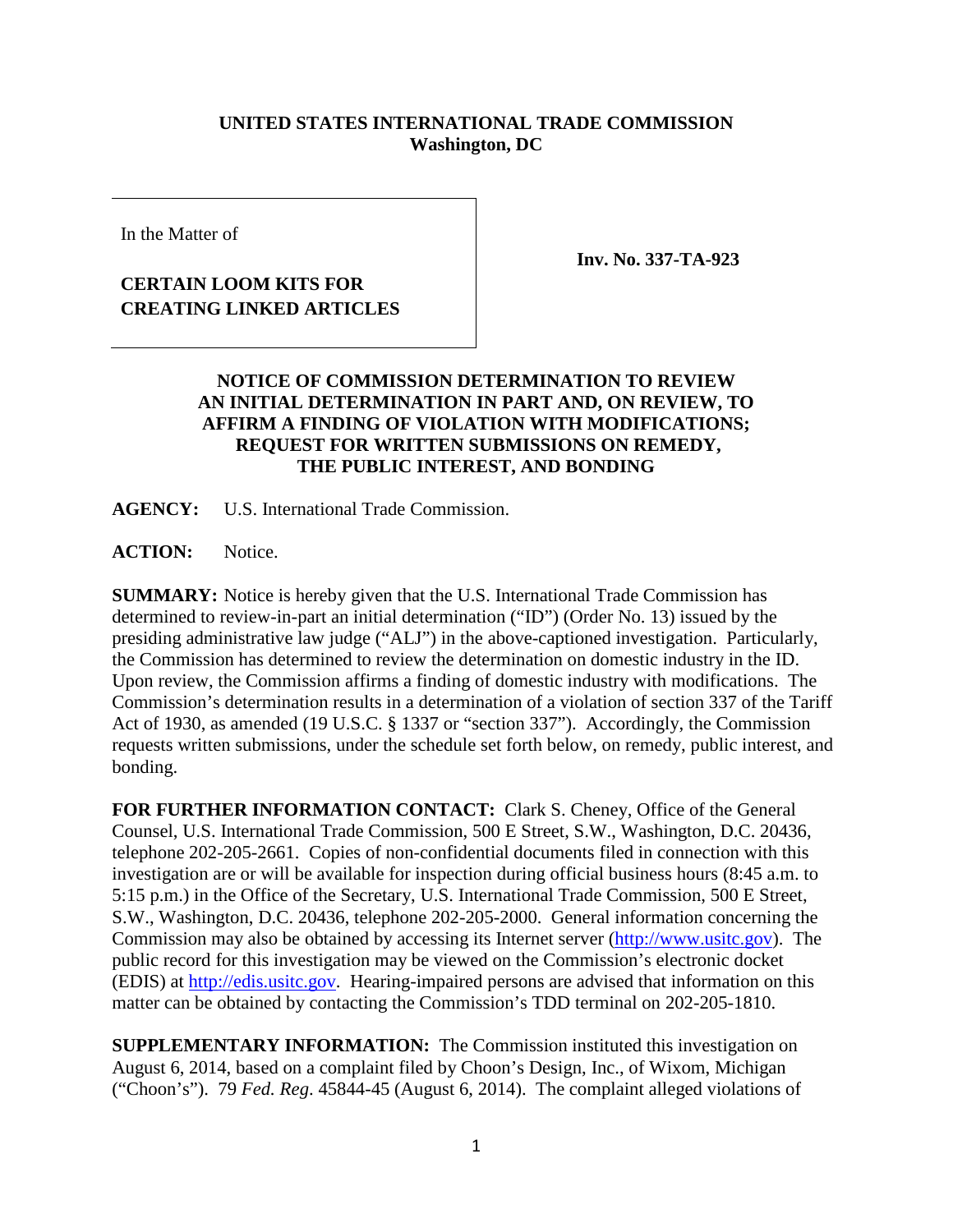**UNITED STATES INTERNATIONAL TRADE COMMISSION**
**Washington, DC**

In the Matter of

**CERTAIN LOOM KITS FOR CREATING LINKED ARTICLES**

**Inv. No. 337-TA-923**

**NOTICE OF COMMISSION DETERMINATION TO REVIEW AN INITIAL DETERMINATION IN PART AND, ON REVIEW, TO AFFIRM A FINDING OF VIOLATION WITH MODIFICATIONS; REQUEST FOR WRITTEN SUBMISSIONS ON REMEDY, THE PUBLIC INTEREST, AND BONDING**

**AGENCY:** U.S. International Trade Commission.

**ACTION:** Notice.

**SUMMARY:** Notice is hereby given that the U.S. International Trade Commission has determined to review-in-part an initial determination ("ID") (Order No. 13) issued by the presiding administrative law judge ("ALJ") in the above-captioned investigation. Particularly, the Commission has determined to review the determination on domestic industry in the ID. Upon review, the Commission affirms a finding of domestic industry with modifications. The Commission's determination results in a determination of a violation of section 337 of the Tariff Act of 1930, as amended (19 U.S.C. § 1337 or "section 337"). Accordingly, the Commission requests written submissions, under the schedule set forth below, on remedy, public interest, and bonding.

**FOR FURTHER INFORMATION CONTACT:** Clark S. Cheney, Office of the General Counsel, U.S. International Trade Commission, 500 E Street, S.W., Washington, D.C. 20436, telephone 202-205-2661. Copies of non-confidential documents filed in connection with this investigation are or will be available for inspection during official business hours (8:45 a.m. to 5:15 p.m.) in the Office of the Secretary, U.S. International Trade Commission, 500 E Street, S.W., Washington, D.C. 20436, telephone 202-205-2000. General information concerning the Commission may also be obtained by accessing its Internet server (http://www.usitc.gov). The public record for this investigation may be viewed on the Commission's electronic docket (EDIS) at http://edis.usitc.gov. Hearing-impaired persons are advised that information on this matter can be obtained by contacting the Commission's TDD terminal on 202-205-1810.

**SUPPLEMENTARY INFORMATION:** The Commission instituted this investigation on August 6, 2014, based on a complaint filed by Choon's Design, Inc., of Wixom, Michigan ("Choon's"). 79 *Fed. Reg.* 45844-45 (August 6, 2014). The complaint alleged violations of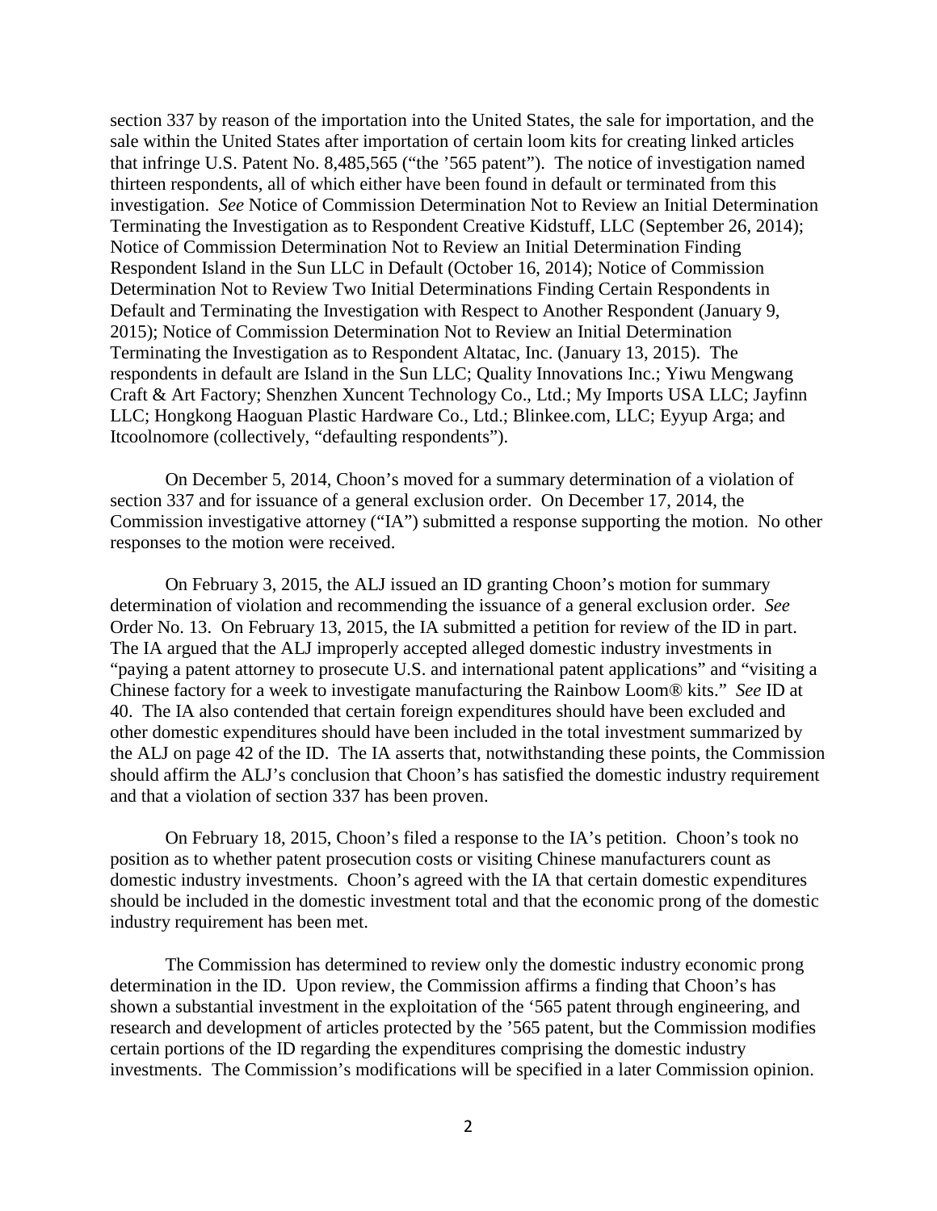section 337 by reason of the importation into the United States, the sale for importation, and the sale within the United States after importation of certain loom kits for creating linked articles that infringe U.S. Patent No. 8,485,565 ("the '565 patent"). The notice of investigation named thirteen respondents, all of which either have been found in default or terminated from this investigation. *See* Notice of Commission Determination Not to Review an Initial Determination Terminating the Investigation as to Respondent Creative Kidstuff, LLC (September 26, 2014); Notice of Commission Determination Not to Review an Initial Determination Finding Respondent Island in the Sun LLC in Default (October 16, 2014); Notice of Commission Determination Not to Review Two Initial Determinations Finding Certain Respondents in Default and Terminating the Investigation with Respect to Another Respondent (January 9, 2015); Notice of Commission Determination Not to Review an Initial Determination Terminating the Investigation as to Respondent Altatac, Inc. (January 13, 2015). The respondents in default are Island in the Sun LLC; Quality Innovations Inc.; Yiwu Mengwang Craft & Art Factory; Shenzhen Xuncent Technology Co., Ltd.; My Imports USA LLC; Jayfinn LLC; Hongkong Haoguan Plastic Hardware Co., Ltd.; Blinkee.com, LLC; Eyyup Arga; and Itcoolnomore (collectively, "defaulting respondents").

On December 5, 2014, Choon's moved for a summary determination of a violation of section 337 and for issuance of a general exclusion order. On December 17, 2014, the Commission investigative attorney ("IA") submitted a response supporting the motion. No other responses to the motion were received.

On February 3, 2015, the ALJ issued an ID granting Choon's motion for summary determination of violation and recommending the issuance of a general exclusion order. *See* Order No. 13. On February 13, 2015, the IA submitted a petition for review of the ID in part. The IA argued that the ALJ improperly accepted alleged domestic industry investments in "paying a patent attorney to prosecute U.S. and international patent applications" and "visiting a Chinese factory for a week to investigate manufacturing the Rainbow Loom® kits." *See* ID at 40. The IA also contended that certain foreign expenditures should have been excluded and other domestic expenditures should have been included in the total investment summarized by the ALJ on page 42 of the ID. The IA asserts that, notwithstanding these points, the Commission should affirm the ALJ's conclusion that Choon's has satisfied the domestic industry requirement and that a violation of section 337 has been proven.

On February 18, 2015, Choon's filed a response to the IA's petition. Choon's took no position as to whether patent prosecution costs or visiting Chinese manufacturers count as domestic industry investments. Choon's agreed with the IA that certain domestic expenditures should be included in the domestic investment total and that the economic prong of the domestic industry requirement has been met.

The Commission has determined to review only the domestic industry economic prong determination in the ID. Upon review, the Commission affirms a finding that Choon's has shown a substantial investment in the exploitation of the '565 patent through engineering, and research and development of articles protected by the '565 patent, but the Commission modifies certain portions of the ID regarding the expenditures comprising the domestic industry investments. The Commission's modifications will be specified in a later Commission opinion.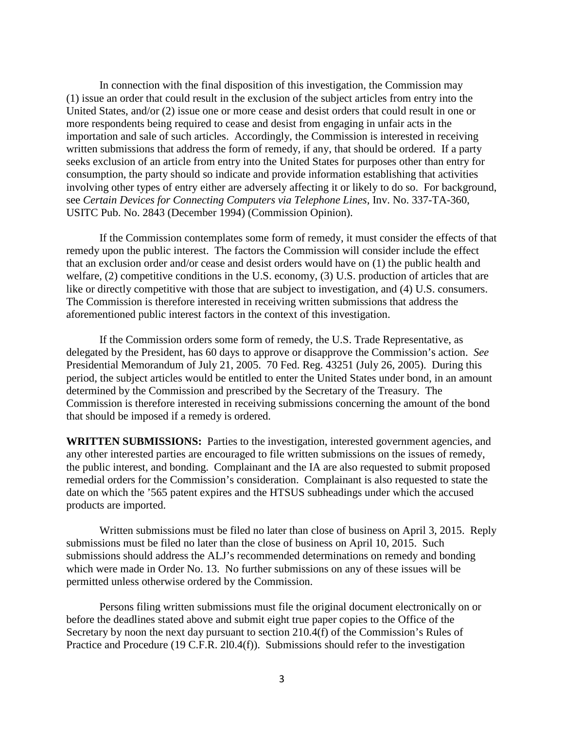In connection with the final disposition of this investigation, the Commission may (1) issue an order that could result in the exclusion of the subject articles from entry into the United States, and/or (2) issue one or more cease and desist orders that could result in one or more respondents being required to cease and desist from engaging in unfair acts in the importation and sale of such articles. Accordingly, the Commission is interested in receiving written submissions that address the form of remedy, if any, that should be ordered. If a party seeks exclusion of an article from entry into the United States for purposes other than entry for consumption, the party should so indicate and provide information establishing that activities involving other types of entry either are adversely affecting it or likely to do so. For background, see *Certain Devices for Connecting Computers via Telephone Lines*, Inv. No. 337-TA-360, USITC Pub. No. 2843 (December 1994) (Commission Opinion).

If the Commission contemplates some form of remedy, it must consider the effects of that remedy upon the public interest. The factors the Commission will consider include the effect that an exclusion order and/or cease and desist orders would have on (1) the public health and welfare, (2) competitive conditions in the U.S. economy, (3) U.S. production of articles that are like or directly competitive with those that are subject to investigation, and (4) U.S. consumers. The Commission is therefore interested in receiving written submissions that address the aforementioned public interest factors in the context of this investigation.

If the Commission orders some form of remedy, the U.S. Trade Representative, as delegated by the President, has 60 days to approve or disapprove the Commission's action. *See* Presidential Memorandum of July 21, 2005. 70 Fed. Reg. 43251 (July 26, 2005). During this period, the subject articles would be entitled to enter the United States under bond, in an amount determined by the Commission and prescribed by the Secretary of the Treasury. The Commission is therefore interested in receiving submissions concerning the amount of the bond that should be imposed if a remedy is ordered.

**WRITTEN SUBMISSIONS:** Parties to the investigation, interested government agencies, and any other interested parties are encouraged to file written submissions on the issues of remedy, the public interest, and bonding. Complainant and the IA are also requested to submit proposed remedial orders for the Commission's consideration. Complainant is also requested to state the date on which the '565 patent expires and the HTSUS subheadings under which the accused products are imported.

Written submissions must be filed no later than close of business on April 3, 2015. Reply submissions must be filed no later than the close of business on April 10, 2015. Such submissions should address the ALJ's recommended determinations on remedy and bonding which were made in Order No. 13. No further submissions on any of these issues will be permitted unless otherwise ordered by the Commission.

Persons filing written submissions must file the original document electronically on or before the deadlines stated above and submit eight true paper copies to the Office of the Secretary by noon the next day pursuant to section 210.4(f) of the Commission's Rules of Practice and Procedure (19 C.F.R. 2l0.4(f)). Submissions should refer to the investigation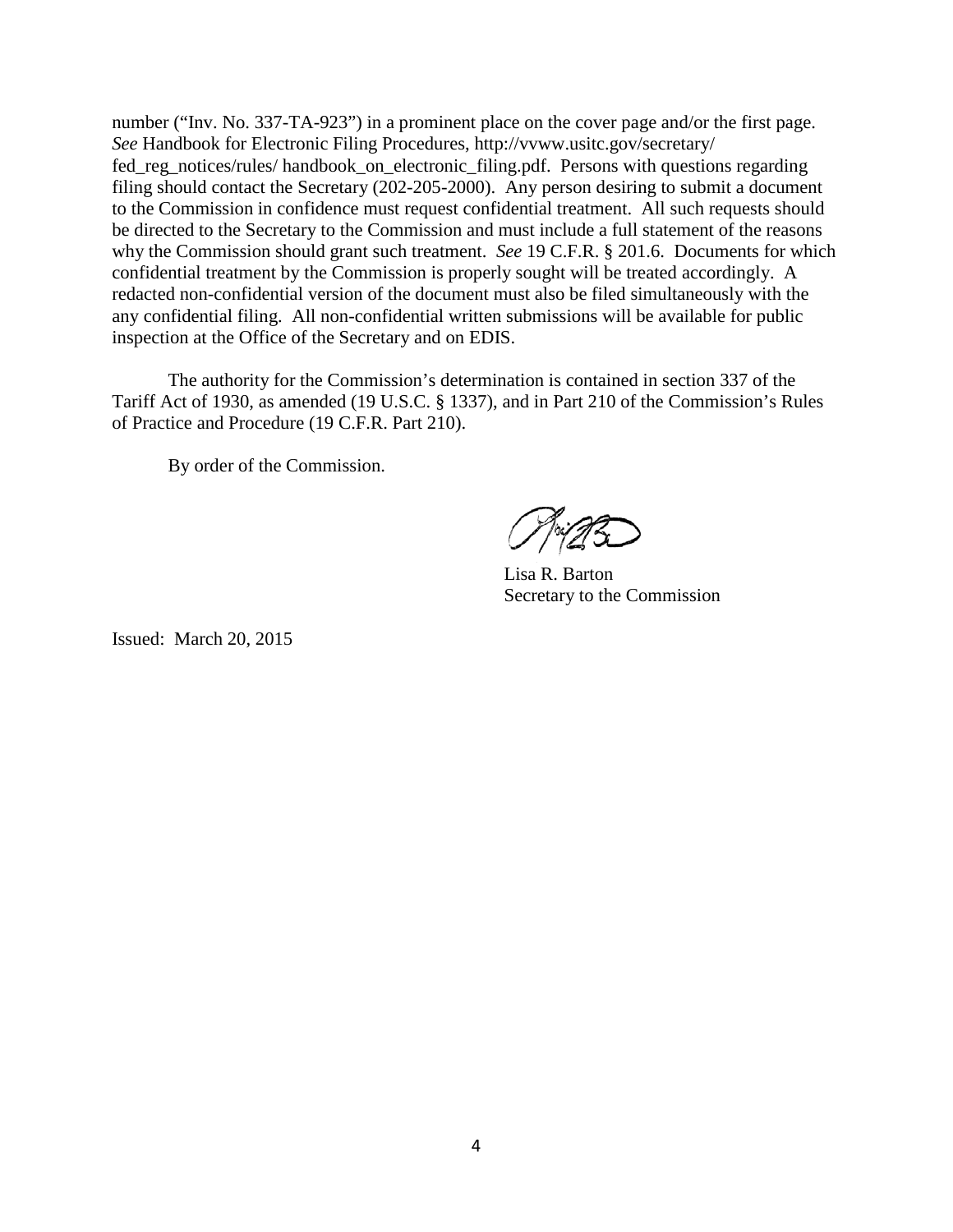number (“Inv. No. 337-TA-923”) in a prominent place on the cover page and/or the first page. *See* Handbook for Electronic Filing Procedures, http://vvww.usitc.gov/secretary/ fed_reg_notices/rules/ handbook_on_electronic_filing.pdf. Persons with questions regarding filing should contact the Secretary (202-205-2000). Any person desiring to submit a document to the Commission in confidence must request confidential treatment. All such requests should be directed to the Secretary to the Commission and must include a full statement of the reasons why the Commission should grant such treatment. *See* 19 C.F.R. § 201.6. Documents for which confidential treatment by the Commission is properly sought will be treated accordingly. A redacted non-confidential version of the document must also be filed simultaneously with the any confidential filing. All non-confidential written submissions will be available for public inspection at the Office of the Secretary and on EDIS.

The authority for the Commission’s determination is contained in section 337 of the Tariff Act of 1930, as amended (19 U.S.C. § 1337), and in Part 210 of the Commission’s Rules of Practice and Procedure (19 C.F.R. Part 210).

By order of the Commission.

Lisa R. Barton
Secretary to the Commission

Issued: March 20, 2015